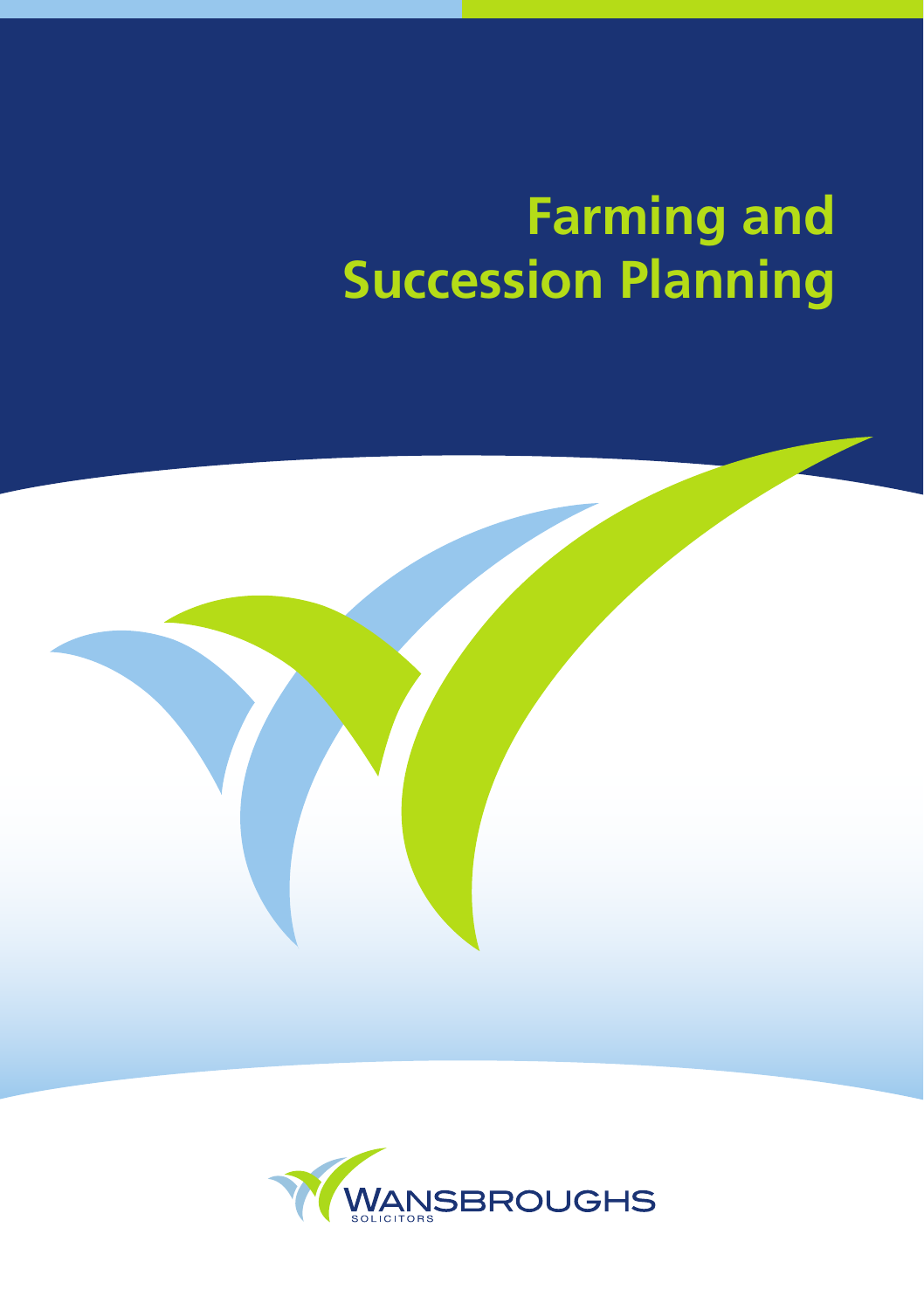# Farming and Succession Planning

WANSBROUGHS SOLICITORS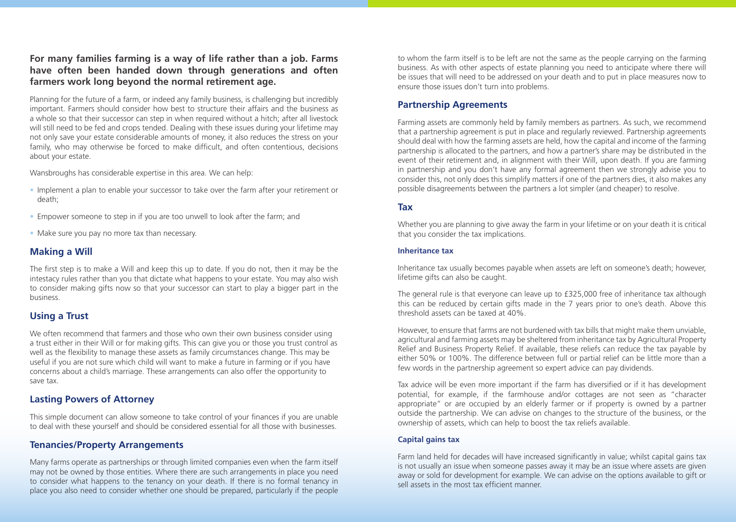**For many families farming is a way of life rather than a job. Farms have often been handed down through generations and often farmers work long beyond the normal retirement age.**

Planning for the future of a farm, or indeed any family business, is challenging but incredibly important. Farmers should consider how best to structure their affairs and the business as a whole so that their successor can step in when required without a hitch; after all livestock will still need to be fed and crops tended. Dealing with these issues during your lifetime may not only save your estate considerable amounts of money, it also reduces the stress on your family, who may otherwise be forced to make difficult, and often contentious, decisions about your estate.

Wansbroughs has considerable expertise in this area. We can help:

- Implement a plan to enable your successor to take over the farm after your retirement or death;
- Empower someone to step in if you are too unwell to look after the farm; and
- Make sure you pay no more tax than necessary.

## Making a Will

The first step is to make a Will and keep this up to date. If you do not, then it may be the intestacy rules rather than you that dictate what happens to your estate. You may also wish to consider making gifts now so that your successor can start to play a bigger part in the business.

## Using a Trust

We often recommend that farmers and those who own their own business consider using a trust either in their Will or for making gifts. This can give you or those you trust control as well as the flexibility to manage these assets as family circumstances change. This may be useful if you are not sure which child will want to make a future in farming or if you have concerns about a child's marriage. These arrangements can also offer the opportunity to save tax.

## Lasting Powers of Attorney

This simple document can allow someone to take control of your finances if you are unable to deal with these issues yourself and should be considered essential for all those with businesses.

## Tenancies/Property Arrangements

Many farms operate as partnerships or through limited companies even when the farm itself may not be owned by those entities. Where there are such arrangements in place you need to consider what happens to the tenancy on your death. If there is no formal tenancy in place you also need to consider whether one should be prepared, particularly if the people to whom the farm itself is to be left are not the same as the people carrying on the farming business. As with other aspects of estate planning you need to anticipate where there will be issues that will need to be addressed on your death and to put in place measures now to ensure those issues don't turn into problems.

## Partnership Agreements

Farming assets are commonly held by family members as partners. As such, we recommend that a partnership agreement is put in place and regularly reviewed. Partnership agreements should deal with how the farming assets are held, how the capital and income of the farming partnership is allocated to the partners, and how a partner's share may be distributed in the event of their retirement and, in alignment with their Will, upon death. If you are farming in partnership and you don't have any formal agreement then we strongly advise you to consider this, not only does this simplify matters if one of the partners dies, it also makes any possible disagreements between the partners a lot simpler (and cheaper) to resolve.

## Tax

Whether you are planning to give away the farm in your lifetime or on your death it is critical that you consider the tax implications.

### Inheritance tax

Inheritance tax usually becomes payable when assets are left on someone's death; however, lifetime gifts can also be caught.

The general rule is that everyone can leave up to £325,000 free of inheritance tax although this can be reduced by certain gifts made in the 7 years prior to one's death. Above this threshold assets can be taxed at 40%.

However, to ensure that farms are not burdened with tax bills that might make them unviable, agricultural and farming assets may be sheltered from inheritance tax by Agricultural Property Relief and Business Property Relief. If available, these reliefs can reduce the tax payable by either 50% or 100%. The difference between full or partial relief can be little more than a few words in the partnership agreement so expert advice can pay dividends.

Tax advice will be even more important if the farm has diversified or if it has development potential, for example, if the farmhouse and/or cottages are not seen as "character appropriate" or are occupied by an elderly farmer or if property is owned by a partner outside the partnership. We can advise on changes to the structure of the business, or the ownership of assets, which can help to boost the tax reliefs available.

### Capital gains tax

Farm land held for decades will have increased significantly in value; whilst capital gains tax is not usually an issue when someone passes away it may be an issue where assets are given away or sold for development for example. We can advise on the options available to gift or sell assets in the most tax efficient manner.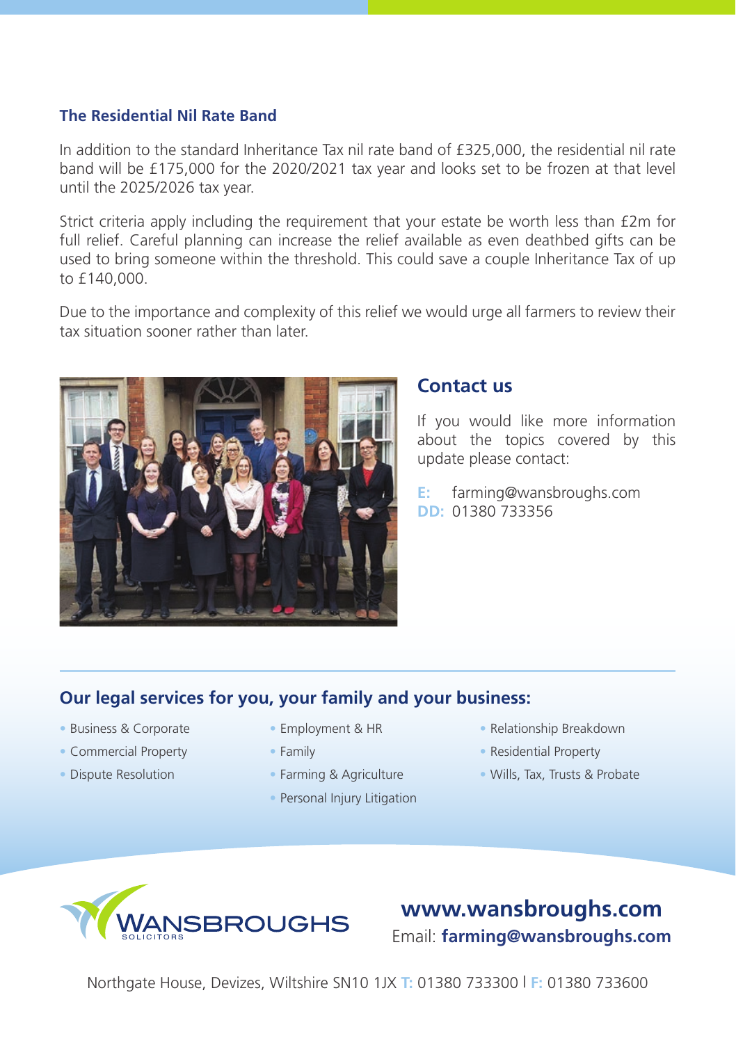### The Residential Nil Rate Band

In addition to the standard Inheritance Tax nil rate band of £325,000, the residential nil rate band will be £175,000 for the 2020/2021 tax year and looks set to be frozen at that level until the 2025/2026 tax year.

Strict criteria apply including the requirement that your estate be worth less than £2m for full relief. Careful planning can increase the relief available as even deathbed gifts can be used to bring someone within the threshold. This could save a couple Inheritance Tax of up to £140,000.

Due to the importance and complexity of this relief we would urge all farmers to review their tax situation sooner rather than later.

## Contact us

If you would like more information about the topics covered by this update please contact:

**E:** farming@wansbroughs.com
**DD:** 01380 733356

## Our legal services for you, your family and your business:

- Business & Corporate
- Commercial Property
- Dispute Resolution
- Employment & HR
- Family
- Farming & Agriculture
- Personal Injury Litigation
- Relationship Breakdown
- Residential Property
- Wills, Tax, Trusts & Probate

WANSBROUGHS SOLICITORS

**www.wansbroughs.com**
Email: **farming@wansbroughs.com**

Northgate House, Devizes, Wiltshire SN10 1JX **T:** 01380 733300 | **F:** 01380 733600